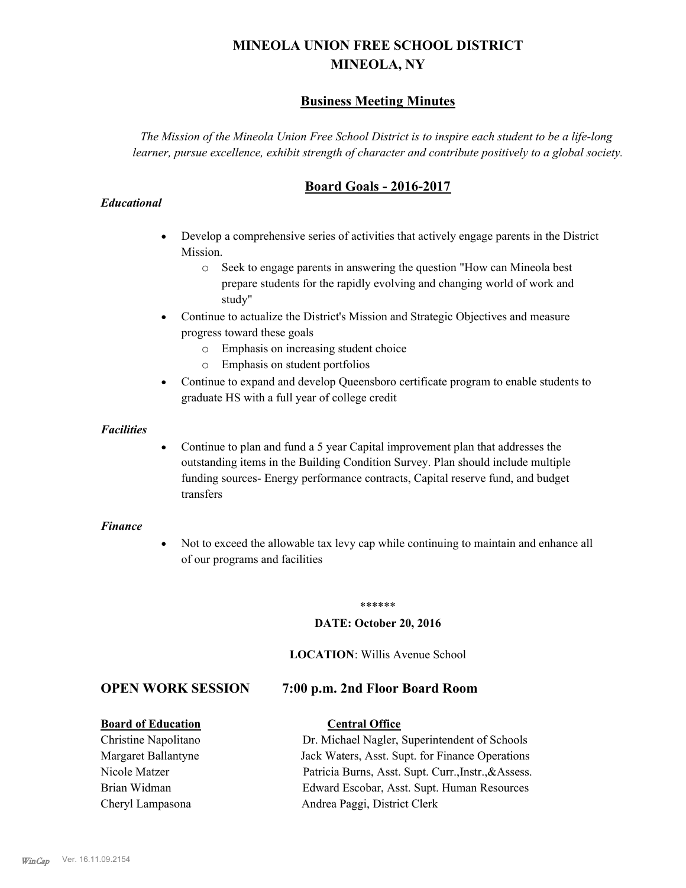# MINEOLA UNION FREE SCHOOL DISTRICT
# MINEOLA, NY

## Business Meeting Minutes

*The Mission of the Mineola Union Free School District is to inspire each student to be a life-long learner, pursue excellence, exhibit strength of character and contribute positively to a global society.*

## Board Goals - 2016-2017

***Educational***

- Develop a comprehensive series of activities that actively engage parents in the District Mission.
  - Seek to engage parents in answering the question "How can Mineola best prepare students for the rapidly evolving and changing world of work and study"
- Continue to actualize the District's Mission and Strategic Objectives and measure progress toward these goals
  - Emphasis on increasing student choice
  - Emphasis on student portfolios
- Continue to expand and develop Queensboro certificate program to enable students to graduate HS with a full year of college credit

***Facilities***

- Continue to plan and fund a 5 year Capital improvement plan that addresses the outstanding items in the Building Condition Survey. Plan should include multiple funding sources- Energy performance contracts, Capital reserve fund, and budget transfers

***Finance***

- Not to exceed the allowable tax levy cap while continuing to maintain and enhance all of our programs and facilities

******

**DATE: October 20, 2016**

**LOCATION**: Willis Avenue School

## OPEN WORK SESSION 7:00 p.m. 2nd Floor Board Room

| **Board of Education** | **Central Office** |
|---|---|
| Christine Napolitano | Dr. Michael Nagler, Superintendent of Schools |
| Margaret Ballantyne | Jack Waters, Asst. Supt. for Finance Operations |
| Nicole Matzer | Patricia Burns, Asst. Supt. Curr.,Instr.,&Assess. |
| Brian Widman | Edward Escobar, Asst. Supt. Human Resources |
| Cheryl Lampasona | Andrea Paggi, District Clerk |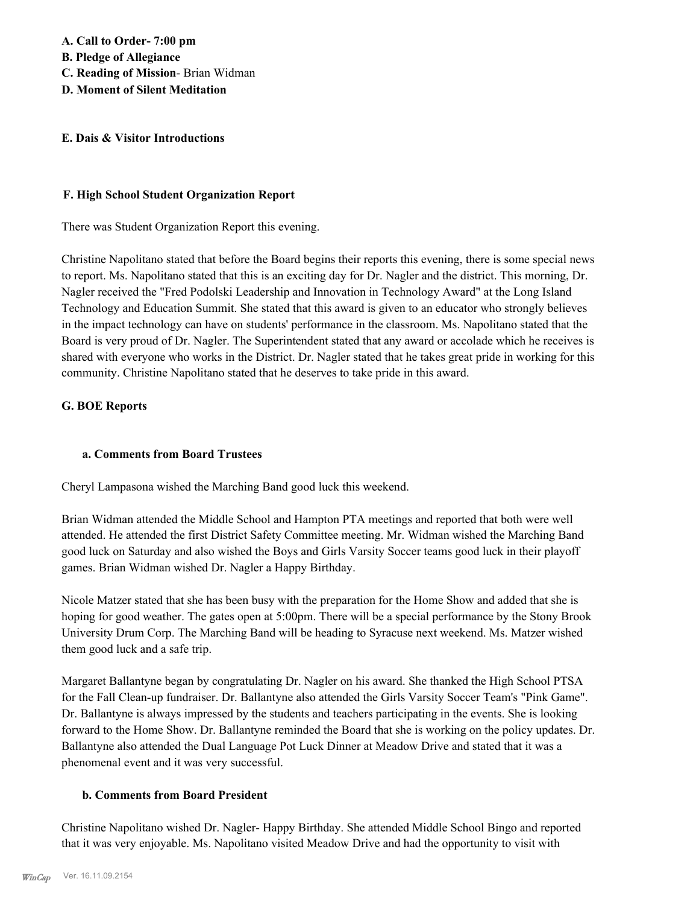**A. Call to Order- 7:00 pm**
**B. Pledge of Allegiance**
**C. Reading of Mission**- Brian Widman
**D. Moment of Silent Meditation**

**E. Dais & Visitor Introductions**

**F. High School Student Organization Report**

There was Student Organization Report this evening.

Christine Napolitano stated that before the Board begins their reports this evening, there is some special news to report. Ms. Napolitano stated that this is an exciting day for Dr. Nagler and the district. This morning, Dr. Nagler received the "Fred Podolski Leadership and Innovation in Technology Award" at the Long Island Technology and Education Summit. She stated that this award is given to an educator who strongly believes in the impact technology can have on students' performance in the classroom. Ms. Napolitano stated that the Board is very proud of Dr. Nagler. The Superintendent stated that any award or accolade which he receives is shared with everyone who works in the District. Dr. Nagler stated that he takes great pride in working for this community. Christine Napolitano stated that he deserves to take pride in this award.

**G. BOE Reports**

**a. Comments from Board Trustees**

Cheryl Lampasona wished the Marching Band good luck this weekend.

Brian Widman attended the Middle School and Hampton PTA meetings and reported that both were well attended. He attended the first District Safety Committee meeting. Mr. Widman wished the Marching Band good luck on Saturday and also wished the Boys and Girls Varsity Soccer teams good luck in their playoff games. Brian Widman wished Dr. Nagler a Happy Birthday.

Nicole Matzer stated that she has been busy with the preparation for the Home Show and added that she is hoping for good weather. The gates open at 5:00pm. There will be a special performance by the Stony Brook University Drum Corp. The Marching Band will be heading to Syracuse next weekend. Ms. Matzer wished them good luck and a safe trip.

Margaret Ballantyne began by congratulating Dr. Nagler on his award. She thanked the High School PTSA for the Fall Clean-up fundraiser. Dr. Ballantyne also attended the Girls Varsity Soccer Team's "Pink Game". Dr. Ballantyne is always impressed by the students and teachers participating in the events. She is looking forward to the Home Show. Dr. Ballantyne reminded the Board that she is working on the policy updates. Dr. Ballantyne also attended the Dual Language Pot Luck Dinner at Meadow Drive and stated that it was a phenomenal event and it was very successful.

**b. Comments from Board President**

Christine Napolitano wished Dr. Nagler- Happy Birthday. She attended Middle School Bingo and reported that it was very enjoyable. Ms. Napolitano visited Meadow Drive and had the opportunity to visit with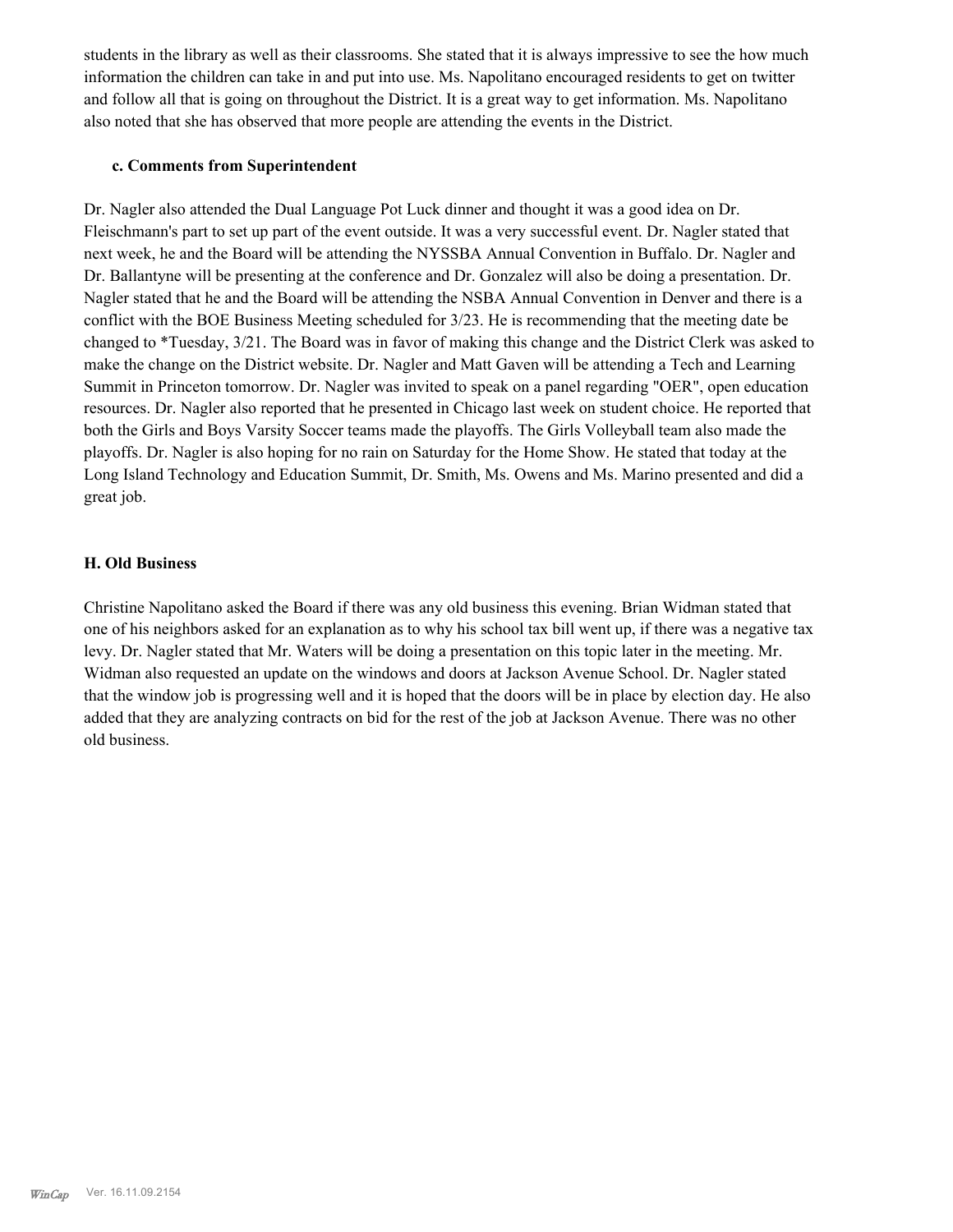students in the library as well as their classrooms. She stated that it is always impressive to see the how much information the children can take in and put into use. Ms. Napolitano encouraged residents to get on twitter and follow all that is going on throughout the District. It is a great way to get information. Ms. Napolitano also noted that she has observed that more people are attending the events in the District.

### c. Comments from Superintendent

Dr. Nagler also attended the Dual Language Pot Luck dinner and thought it was a good idea on Dr. Fleischmann's part to set up part of the event outside. It was a very successful event. Dr. Nagler stated that next week, he and the Board will be attending the NYSSBA Annual Convention in Buffalo. Dr. Nagler and Dr. Ballantyne will be presenting at the conference and Dr. Gonzalez will also be doing a presentation. Dr. Nagler stated that he and the Board will be attending the NSBA Annual Convention in Denver and there is a conflict with the BOE Business Meeting scheduled for 3/23. He is recommending that the meeting date be changed to *Tuesday, 3/21. The Board was in favor of making this change and the District Clerk was asked to make the change on the District website. Dr. Nagler and Matt Gaven will be attending a Tech and Learning Summit in Princeton tomorrow. Dr. Nagler was invited to speak on a panel regarding "OER", open education resources. Dr. Nagler also reported that he presented in Chicago last week on student choice. He reported that both the Girls and Boys Varsity Soccer teams made the playoffs. The Girls Volleyball team also made the playoffs. Dr. Nagler is also hoping for no rain on Saturday for the Home Show. He stated that today at the Long Island Technology and Education Summit, Dr. Smith, Ms. Owens and Ms. Marino presented and did a great job.

## H. Old Business

Christine Napolitano asked the Board if there was any old business this evening. Brian Widman stated that one of his neighbors asked for an explanation as to why his school tax bill went up, if there was a negative tax levy. Dr. Nagler stated that Mr. Waters will be doing a presentation on this topic later in the meeting. Mr. Widman also requested an update on the windows and doors at Jackson Avenue School. Dr. Nagler stated that the window job is progressing well and it is hoped that the doors will be in place by election day. He also added that they are analyzing contracts on bid for the rest of the job at Jackson Avenue. There was no other old business.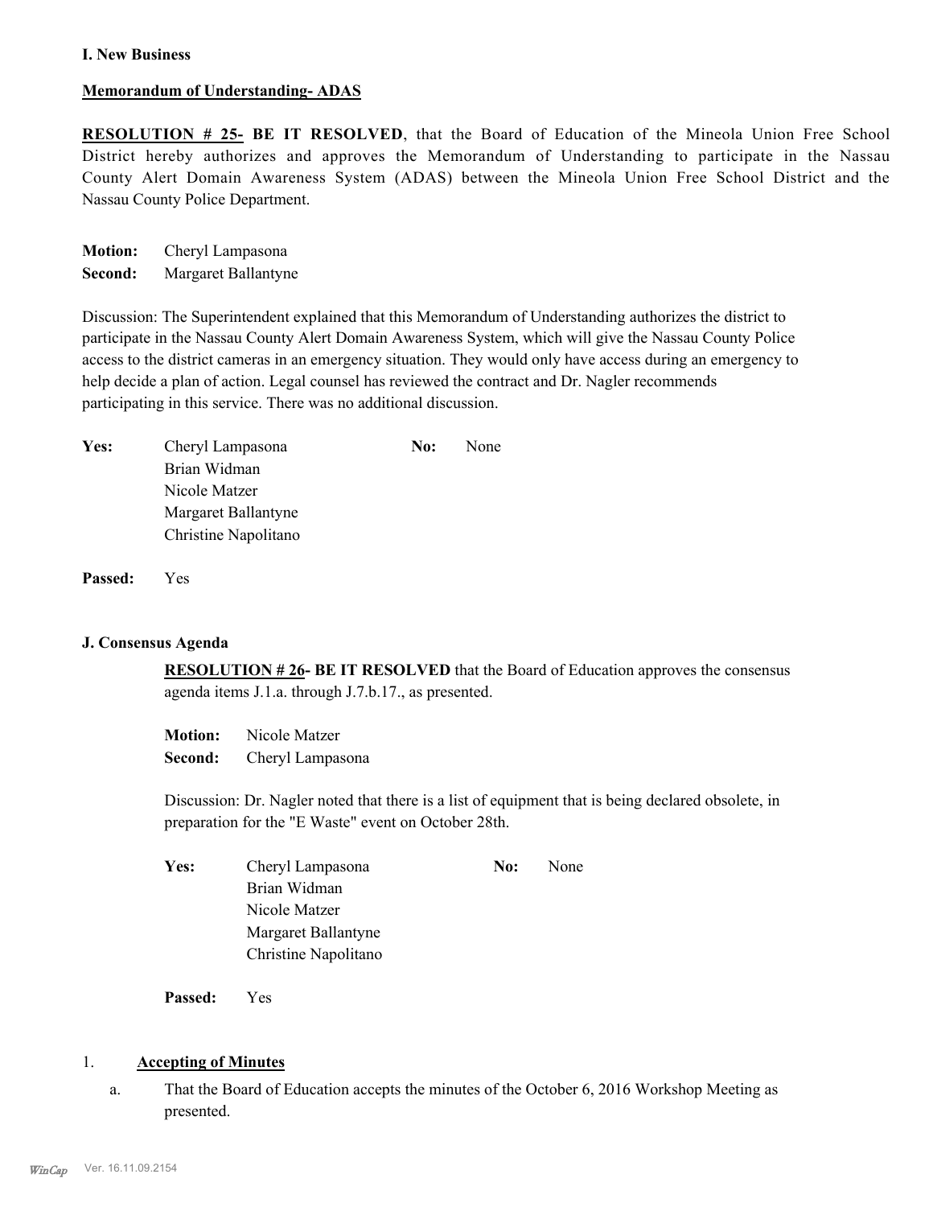**I. New Business**

**Memorandum of Understanding- ADAS**

**RESOLUTION # 25- BE IT RESOLVED**, that the Board of Education of the Mineola Union Free School District hereby authorizes and approves the Memorandum of Understanding to participate in the Nassau County Alert Domain Awareness System (ADAS) between the Mineola Union Free School District and the Nassau County Police Department.

**Motion:** Cheryl Lampasona
**Second:** Margaret Ballantyne

Discussion: The Superintendent explained that this Memorandum of Understanding authorizes the district to participate in the Nassau County Alert Domain Awareness System, which will give the Nassau County Police access to the district cameras in an emergency situation. They would only have access during an emergency to help decide a plan of action. Legal counsel has reviewed the contract and Dr. Nagler recommends participating in this service. There was no additional discussion.

**Yes:** Cheryl Lampasona
Brian Widman
Nicole Matzer
Margaret Ballantyne
Christine Napolitano

**No:** None

**Passed:** Yes

**J. Consensus Agenda**

**RESOLUTION # 26- BE IT RESOLVED** that the Board of Education approves the consensus agenda items J.1.a. through J.7.b.17., as presented.

**Motion:** Nicole Matzer
**Second:** Cheryl Lampasona

Discussion: Dr. Nagler noted that there is a list of equipment that is being declared obsolete, in preparation for the "E Waste" event on October 28th.

**Yes:** Cheryl Lampasona
Brian Widman
Nicole Matzer
Margaret Ballantyne
Christine Napolitano

**No:** None

**Passed:** Yes

1. **Accepting of Minutes**

a. That the Board of Education accepts the minutes of the October 6, 2016 Workshop Meeting as presented.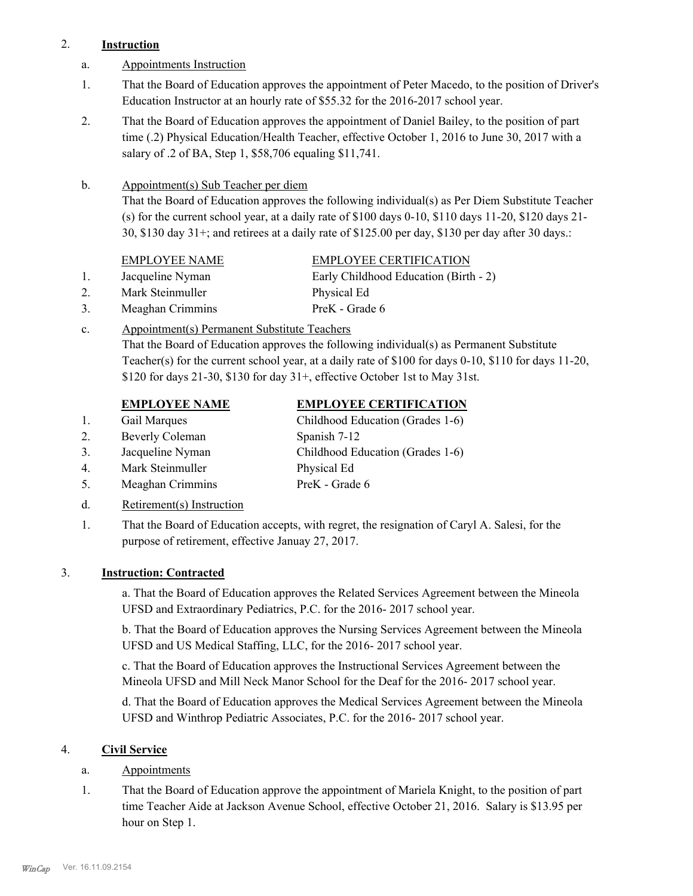2. **Instruction**

a. Appointments Instruction

1. That the Board of Education approves the appointment of Peter Macedo, to the position of Driver's Education Instructor at an hourly rate of $55.32 for the 2016-2017 school year.

2. That the Board of Education approves the appointment of Daniel Bailey, to the position of part time (.2) Physical Education/Health Teacher, effective October 1, 2016 to June 30, 2017 with a salary of .2 of BA, Step 1, $58,706 equaling $11,741.

b. Appointment(s) Sub Teacher per diem

That the Board of Education approves the following individual(s) as Per Diem Substitute Teacher (s) for the current school year, at a daily rate of $100 days 0-10, $110 days 11-20, $120 days 21-30, $130 day 31+; and retirees at a daily rate of $125.00 per day, $130 per day after 30 days.:

| | EMPLOYEE NAME | EMPLOYEE CERTIFICATION |
|---|---|---|
| 1. | Jacqueline Nyman | Early Childhood Education (Birth - 2) |
| 2. | Mark Steinmuller | Physical Ed |
| 3. | Meaghan Crimmins | PreK - Grade 6 |

c. Appointment(s) Permanent Substitute Teachers

That the Board of Education approves the following individual(s) as Permanent Substitute Teacher(s) for the current school year, at a daily rate of $100 for days 0-10, $110 for days 11-20, $120 for days 21-30, $130 for day 31+, effective October 1st to May 31st.

| | **EMPLOYEE NAME** | **EMPLOYEE CERTIFICATION** |
|---|---|---|
| 1. | Gail Marques | Childhood Education (Grades 1-6) |
| 2. | Beverly Coleman | Spanish 7-12 |
| 3. | Jacqueline Nyman | Childhood Education (Grades 1-6) |
| 4. | Mark Steinmuller | Physical Ed |
| 5. | Meaghan Crimmins | PreK - Grade 6 |

d. Retirement(s) Instruction

1. That the Board of Education accepts, with regret, the resignation of Caryl A. Salesi, for the purpose of retirement, effective Januay 27, 2017.

3. **Instruction: Contracted**

a. That the Board of Education approves the Related Services Agreement between the Mineola UFSD and Extraordinary Pediatrics, P.C. for the 2016- 2017 school year.

b. That the Board of Education approves the Nursing Services Agreement between the Mineola UFSD and US Medical Staffing, LLC, for the 2016- 2017 school year.

c. That the Board of Education approves the Instructional Services Agreement between the Mineola UFSD and Mill Neck Manor School for the Deaf for the 2016- 2017 school year.

d. That the Board of Education approves the Medical Services Agreement between the Mineola UFSD and Winthrop Pediatric Associates, P.C. for the 2016- 2017 school year.

4. **Civil Service**

a. Appointments

1. That the Board of Education approve the appointment of Mariela Knight, to the position of part time Teacher Aide at Jackson Avenue School, effective October 21, 2016. Salary is $13.95 per hour on Step 1.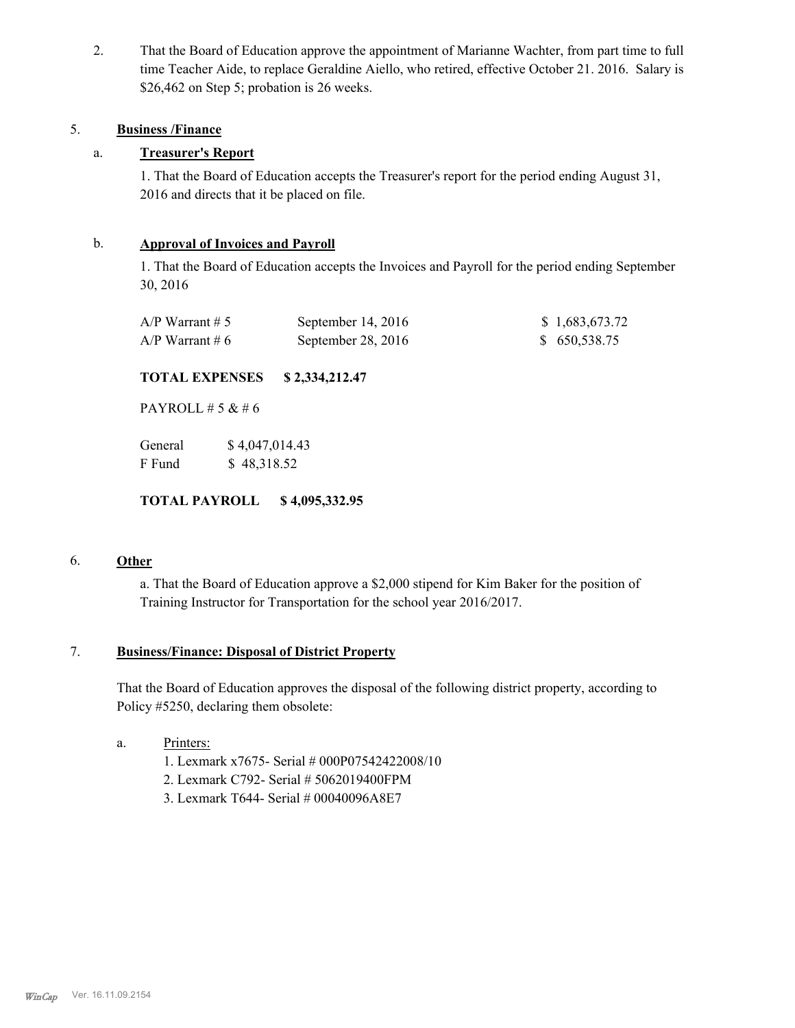2. That the Board of Education approve the appointment of Marianne Wachter, from part time to full time Teacher Aide, to replace Geraldine Aiello, who retired, effective October 21. 2016. Salary is $26,462 on Step 5; probation is 26 weeks.

5. **Business /Finance**

a. **Treasurer's Report**

1. That the Board of Education accepts the Treasurer's report for the period ending August 31, 2016 and directs that it be placed on file.

b. **Approval of Invoices and Payroll**

1. That the Board of Education accepts the Invoices and Payroll for the period ending September 30, 2016

| | | |
|---|---|---|
| A/P Warrant # 5 | September 14, 2016 | $ 1,683,673.72 |
| A/P Warrant # 6 | September 28, 2016 | $ 650,538.75 |

**TOTAL EXPENSES $ 2,334,212.47**

PAYROLL # 5 & # 6

| | |
|---|---|
| General | $ 4,047,014.43 |
| F Fund | $ 48,318.52 |

**TOTAL PAYROLL $ 4,095,332.95**

6. **Other**

a. That the Board of Education approve a $2,000 stipend for Kim Baker for the position of Training Instructor for Transportation for the school year 2016/2017.

7. **Business/Finance: Disposal of District Property**

That the Board of Education approves the disposal of the following district property, according to Policy #5250, declaring them obsolete:

a. Printers:
   1. Lexmark x7675- Serial # 000P07542422008/10
   2. Lexmark C792- Serial # 5062019400FPM
   3. Lexmark T644- Serial # 00040096A8E7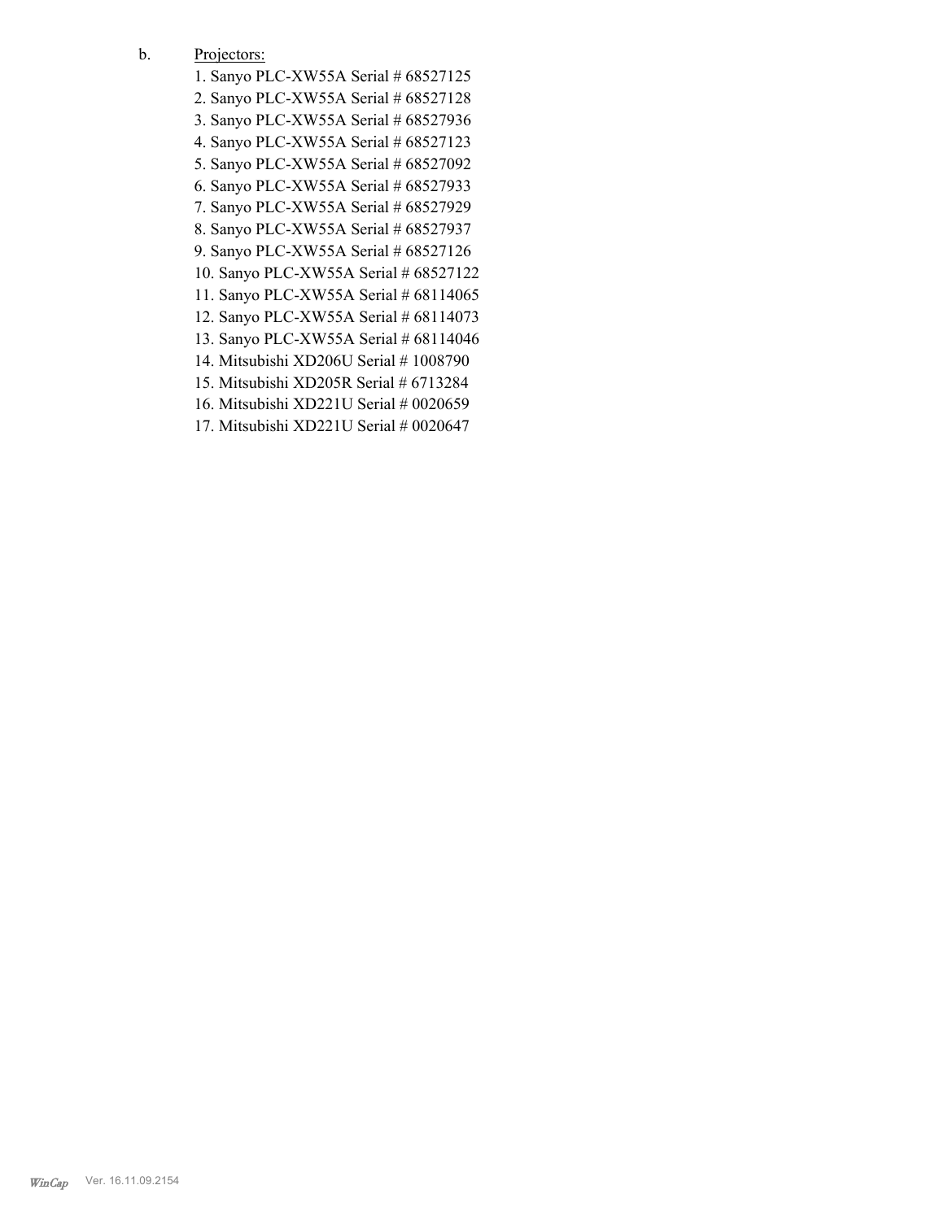b. Projectors:

1. Sanyo PLC-XW55A Serial # 68527125
2. Sanyo PLC-XW55A Serial # 68527128
3. Sanyo PLC-XW55A Serial # 68527936
4. Sanyo PLC-XW55A Serial # 68527123
5. Sanyo PLC-XW55A Serial # 68527092
6. Sanyo PLC-XW55A Serial # 68527933
7. Sanyo PLC-XW55A Serial # 68527929
8. Sanyo PLC-XW55A Serial # 68527937
9. Sanyo PLC-XW55A Serial # 68527126
10. Sanyo PLC-XW55A Serial # 68527122
11. Sanyo PLC-XW55A Serial # 68114065
12. Sanyo PLC-XW55A Serial # 68114073
13. Sanyo PLC-XW55A Serial # 68114046
14. Mitsubishi XD206U Serial # 1008790
15. Mitsubishi XD205R Serial # 6713284
16. Mitsubishi XD221U Serial # 0020659
17. Mitsubishi XD221U Serial # 0020647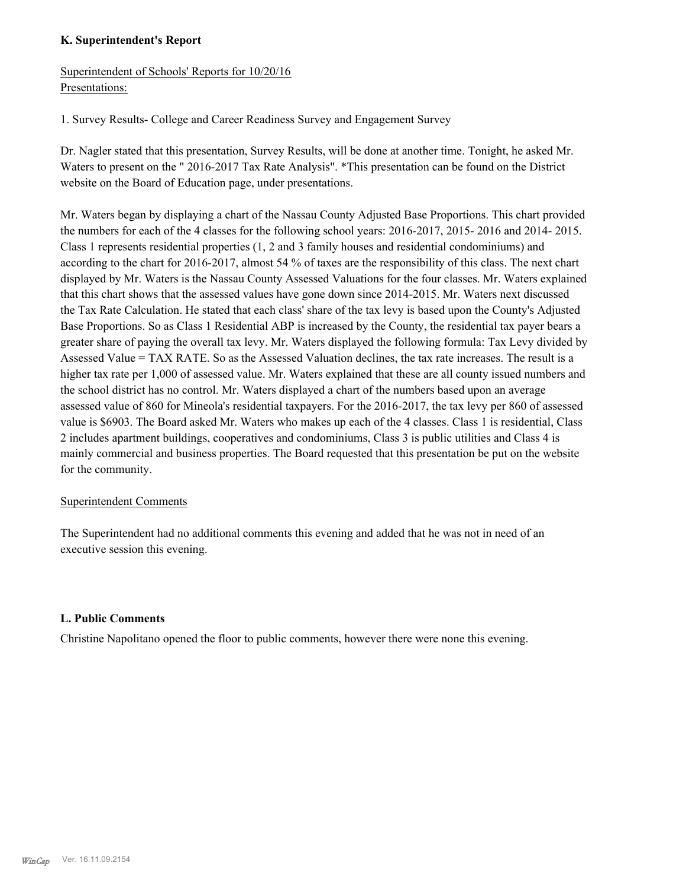### K. Superintendent's Report

Superintendent of Schools' Reports for 10/20/16
Presentations:

1. Survey Results- College and Career Readiness Survey and Engagement Survey

Dr. Nagler stated that this presentation, Survey Results, will be done at another time. Tonight, he asked Mr. Waters to present on the " 2016-2017 Tax Rate Analysis". *This presentation can be found on the District website on the Board of Education page, under presentations.

Mr. Waters began by displaying a chart of the Nassau County Adjusted Base Proportions. This chart provided the numbers for each of the 4 classes for the following school years: 2016-2017, 2015- 2016 and 2014- 2015. Class 1 represents residential properties (1, 2 and 3 family houses and residential condominiums) and according to the chart for 2016-2017, almost 54 % of taxes are the responsibility of this class. The next chart displayed by Mr. Waters is the Nassau County Assessed Valuations for the four classes. Mr. Waters explained that this chart shows that the assessed values have gone down since 2014-2015. Mr. Waters next discussed the Tax Rate Calculation. He stated that each class' share of the tax levy is based upon the County's Adjusted Base Proportions. So as Class 1 Residential ABP is increased by the County, the residential tax payer bears a greater share of paying the overall tax levy. Mr. Waters displayed the following formula: Tax Levy divided by Assessed Value = TAX RATE. So as the Assessed Valuation declines, the tax rate increases. The result is a higher tax rate per 1,000 of assessed value. Mr. Waters explained that these are all county issued numbers and the school district has no control. Mr. Waters displayed a chart of the numbers based upon an average assessed value of 860 for Mineola's residential taxpayers. For the 2016-2017, the tax levy per 860 of assessed value is $6903. The Board asked Mr. Waters who makes up each of the 4 classes. Class 1 is residential, Class 2 includes apartment buildings, cooperatives and condominiums, Class 3 is public utilities and Class 4 is mainly commercial and business properties. The Board requested that this presentation be put on the website for the community.

Superintendent Comments

The Superintendent had no additional comments this evening and added that he was not in need of an executive session this evening.

### L. Public Comments

Christine Napolitano opened the floor to public comments, however there were none this evening.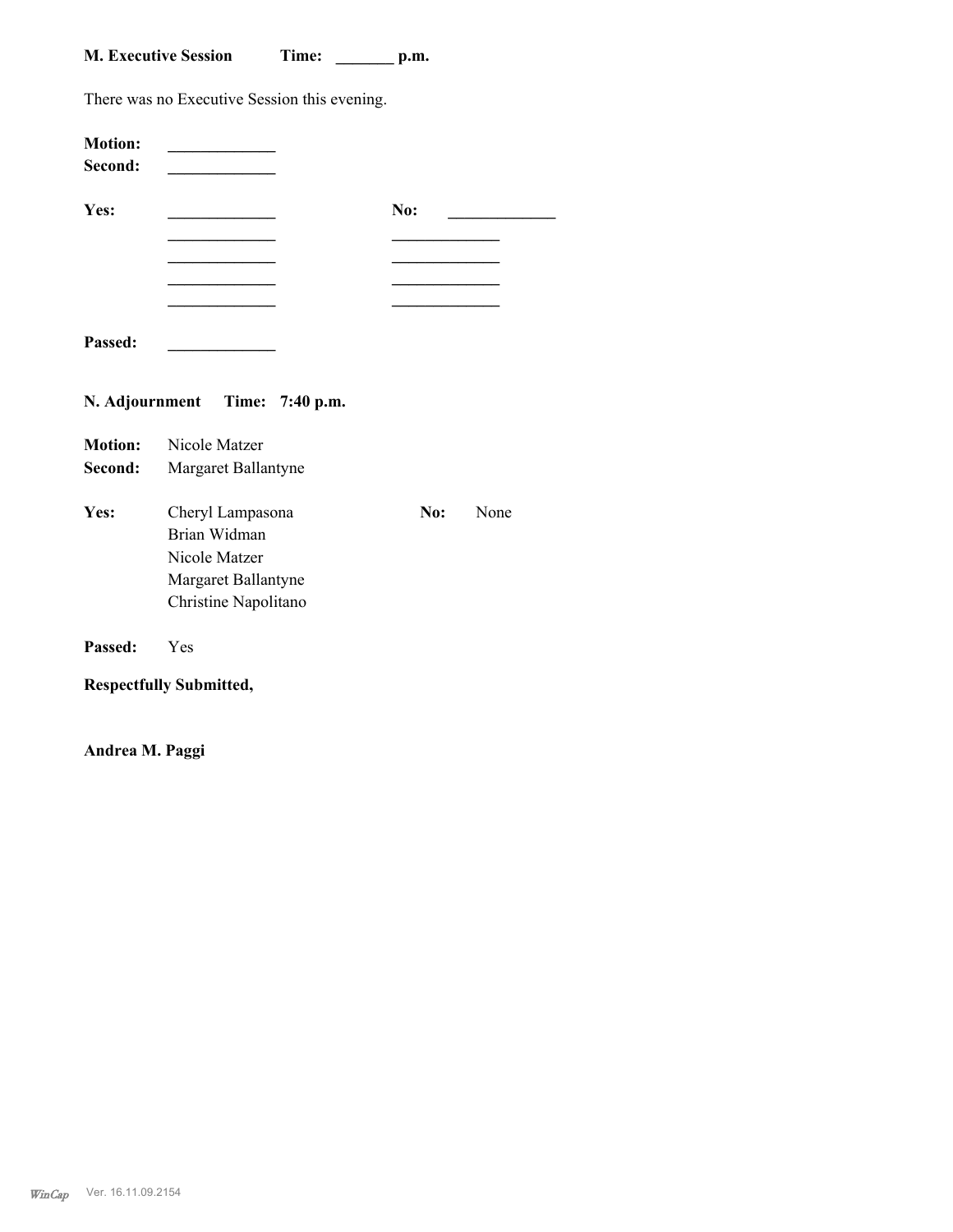**M. Executive Session Time: _______ p.m.**

There was no Executive Session this evening.

**Motion:** _____________
**Second:** _____________

**Yes:** _____________ **No:** _____________

**Passed:** _____________

**N. Adjournment Time: 7:40 p.m.**

**Motion:** Nicole Matzer
**Second:** Margaret Ballantyne

**Yes:** Cheryl Lampasona
Brian Widman
Nicole Matzer
Margaret Ballantyne
Christine Napolitano

**No:** None

**Passed:** Yes

**Respectfully Submitted,**

**Andrea M. Paggi**

WinCap Ver. 16.11.09.2154